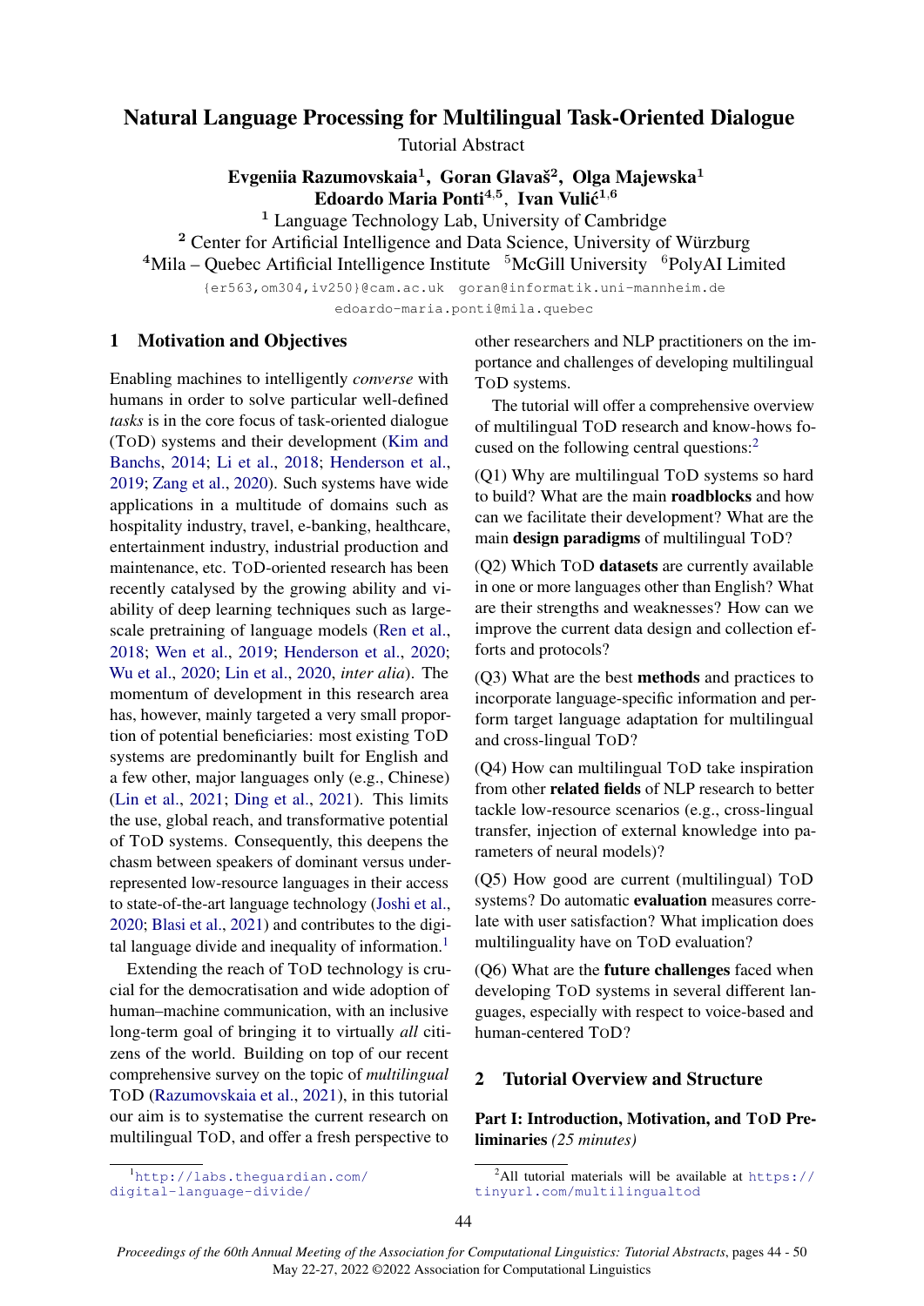# Natural Language Processing for Multilingual Task-Oriented Dialogue

Tutorial Abstract

**Evgeniia Razumovskaia[1], Goran Glavaš[2], Olga Majewska[1]**
**Edoardo Maria Ponti[4,5], Ivan Vulić[1,6]**

[1] Language Technology Lab, University of Cambridge
[2] Center for Artificial Intelligence and Data Science, University of Würzburg
[4]Mila – Quebec Artificial Intelligence Institute [5]McGill University [6]PolyAI Limited

{er563,om304,iv250}@cam.ac.uk goran@informatik.uni-mannheim.de
edoardo-maria.ponti@mila.quebec

## 1 Motivation and Objectives

Enabling machines to intelligently *converse* with humans in order to solve particular well-defined *tasks* is in the core focus of task-oriented dialogue (ToD) systems and their development (Kim and Banchs, 2014; Li et al., 2018; Henderson et al., 2019; Zang et al., 2020). Such systems have wide applications in a multitude of domains such as hospitality industry, travel, e-banking, healthcare, entertainment industry, industrial production and maintenance, etc. ToD-oriented research has been recently catalysed by the growing ability and viability of deep learning techniques such as large-scale pretraining of language models (Ren et al., 2018; Wen et al., 2019; Henderson et al., 2020; Wu et al., 2020; Lin et al., 2020, *inter alia*). The momentum of development in this research area has, however, mainly targeted a very small proportion of potential beneficiaries: most existing ToD systems are predominantly built for English and a few other, major languages only (e.g., Chinese) (Lin et al., 2021; Ding et al., 2021). This limits the use, global reach, and transformative potential of ToD systems. Consequently, this deepens the chasm between speakers of dominant versus under-represented low-resource languages in their access to state-of-the-art language technology (Joshi et al., 2020; Blasi et al., 2021) and contributes to the digital language divide and inequality of information.[1]

Extending the reach of ToD technology is crucial for the democratisation and wide adoption of human–machine communication, with an inclusive long-term goal of bringing it to virtually *all* citizens of the world. Building on top of our recent comprehensive survey on the topic of *multilingual* ToD (Razumovskaia et al., 2021), in this tutorial our aim is to systematise the current research on multilingual ToD, and offer a fresh perspective to other researchers and NLP practitioners on the importance and challenges of developing multilingual ToD systems.

The tutorial will offer a comprehensive overview of multilingual ToD research and know-hows focused on the following central questions:[2]

(Q1) Why are multilingual ToD systems so hard to build? What are the main **roadblocks** and how can we facilitate their development? What are the main **design paradigms** of multilingual ToD?

(Q2) Which ToD **datasets** are currently available in one or more languages other than English? What are their strengths and weaknesses? How can we improve the current data design and collection efforts and protocols?

(Q3) What are the best **methods** and practices to incorporate language-specific information and perform target language adaptation for multilingual and cross-lingual ToD?

(Q4) How can multilingual ToD take inspiration from other **related fields** of NLP research to better tackle low-resource scenarios (e.g., cross-lingual transfer, injection of external knowledge into parameters of neural models)?

(Q5) How good are current (multilingual) ToD systems? Do automatic **evaluation** measures correlate with user satisfaction? What implication does multilinguality have on ToD evaluation?

(Q6) What are the **future challenges** faced when developing ToD systems in several different languages, especially with respect to voice-based and human-centered ToD?

## 2 Tutorial Overview and Structure

**Part I: Introduction, Motivation, and ToD Preliminaries** *(25 minutes)*

[1] http://labs.theguardian.com/digital-language-divide/

[2] All tutorial materials will be available at https://tinyurl.com/multilingualtod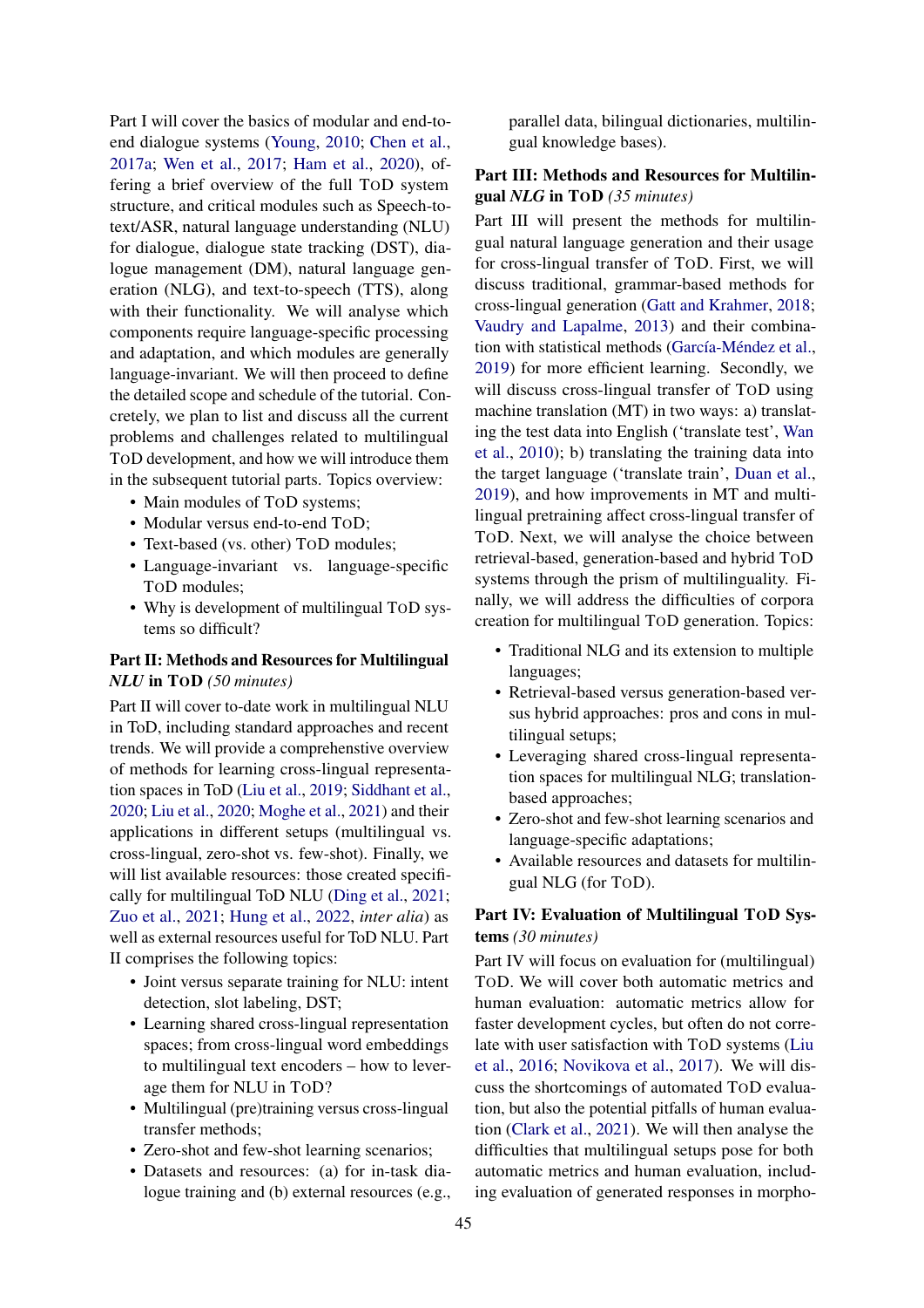Part I will cover the basics of modular and end-to-end dialogue systems (Young, 2010; Chen et al., 2017a; Wen et al., 2017; Ham et al., 2020), offering a brief overview of the full TOD system structure, and critical modules such as Speech-to-text/ASR, natural language understanding (NLU) for dialogue, dialogue state tracking (DST), dialogue management (DM), natural language generation (NLG), and text-to-speech (TTS), along with their functionality. We will analyse which components require language-specific processing and adaptation, and which modules are generally language-invariant. We will then proceed to define the detailed scope and schedule of the tutorial. Concretely, we plan to list and discuss all the current problems and challenges related to multilingual TOD development, and how we will introduce them in the subsequent tutorial parts. Topics overview:

- Main modules of TOD systems;
- Modular versus end-to-end TOD;
- Text-based (vs. other) TOD modules;
- Language-invariant vs. language-specific TOD modules;
- Why is development of multilingual TOD systems so difficult?

**Part II: Methods and Resources for Multilingual *NLU* in TOD** *(50 minutes)*

Part II will cover to-date work in multilingual NLU in ToD, including standard approaches and recent trends. We will provide a comprehenstive overview of methods for learning cross-lingual representation spaces in ToD (Liu et al., 2019; Siddhant et al., 2020; Liu et al., 2020; Moghe et al., 2021) and their applications in different setups (multilingual vs. cross-lingual, zero-shot vs. few-shot). Finally, we will list available resources: those created specifically for multilingual ToD NLU (Ding et al., 2021; Zuo et al., 2021; Hung et al., 2022, *inter alia*) as well as external resources useful for ToD NLU. Part II comprises the following topics:

- Joint versus separate training for NLU: intent detection, slot labeling, DST;
- Learning shared cross-lingual representation spaces; from cross-lingual word embeddings to multilingual text encoders – how to leverage them for NLU in TOD?
- Multilingual (pre)training versus cross-lingual transfer methods;
- Zero-shot and few-shot learning scenarios;
- Datasets and resources: (a) for in-task dialogue training and (b) external resources (e.g., parallel data, bilingual dictionaries, multilingual knowledge bases).

**Part III: Methods and Resources for Multilingual *NLG* in TOD** *(35 minutes)*

Part III will present the methods for multilingual natural language generation and their usage for cross-lingual transfer of TOD. First, we will discuss traditional, grammar-based methods for cross-lingual generation (Gatt and Krahmer, 2018; Vaudry and Lapalme, 2013) and their combination with statistical methods (García-Méndez et al., 2019) for more efficient learning. Secondly, we will discuss cross-lingual transfer of TOD using machine translation (MT) in two ways: a) translating the test data into English ('translate test', Wan et al., 2010); b) translating the training data into the target language ('translate train', Duan et al., 2019), and how improvements in MT and multilingual pretraining affect cross-lingual transfer of TOD. Next, we will analyse the choice between retrieval-based, generation-based and hybrid TOD systems through the prism of multilinguality. Finally, we will address the difficulties of corpora creation for multilingual TOD generation. Topics:

- Traditional NLG and its extension to multiple languages;
- Retrieval-based versus generation-based versus hybrid approaches: pros and cons in multilingual setups;
- Leveraging shared cross-lingual representation spaces for multilingual NLG; translation-based approaches;
- Zero-shot and few-shot learning scenarios and language-specific adaptations;
- Available resources and datasets for multilingual NLG (for TOD).

**Part IV: Evaluation of Multilingual TOD Systems** *(30 minutes)*

Part IV will focus on evaluation for (multilingual) TOD. We will cover both automatic metrics and human evaluation: automatic metrics allow for faster development cycles, but often do not correlate with user satisfaction with TOD systems (Liu et al., 2016; Novikova et al., 2017). We will discuss the shortcomings of automated TOD evaluation, but also the potential pitfalls of human evaluation (Clark et al., 2021). We will then analyse the difficulties that multilingual setups pose for both automatic metrics and human evaluation, including evaluation of generated responses in morpho-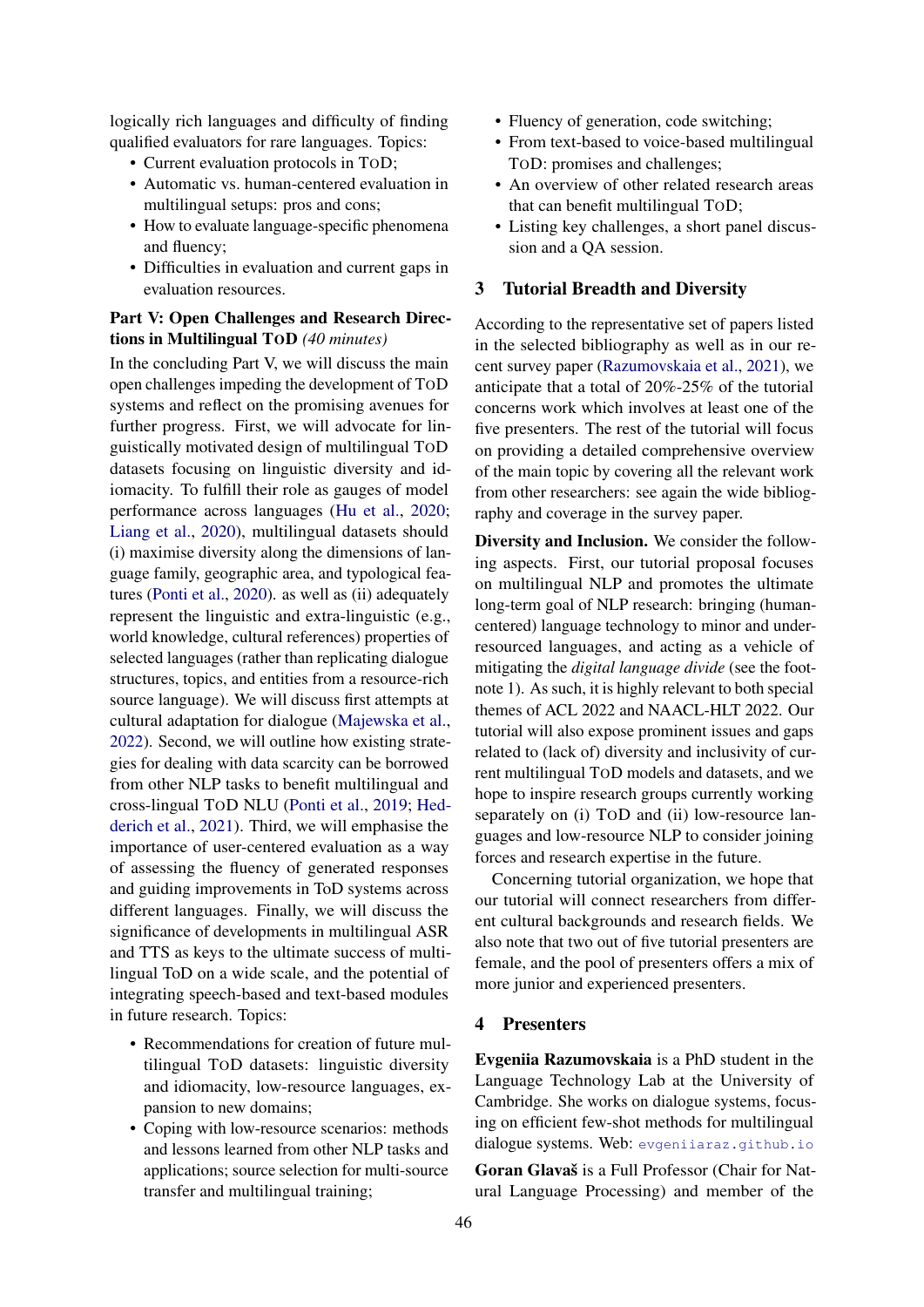logically rich languages and difficulty of finding qualified evaluators for rare languages. Topics:

- Current evaluation protocols in ToD;
- Automatic vs. human-centered evaluation in multilingual setups: pros and cons;
- How to evaluate language-specific phenomena and fluency;
- Difficulties in evaluation and current gaps in evaluation resources.

**Part V: Open Challenges and Research Directions in Multilingual ToD** *(40 minutes)*

In the concluding Part V, we will discuss the main open challenges impeding the development of ToD systems and reflect on the promising avenues for further progress. First, we will advocate for linguistically motivated design of multilingual ToD datasets focusing on linguistic diversity and idiomacity. To fulfill their role as gauges of model performance across languages (Hu et al., 2020; Liang et al., 2020), multilingual datasets should (i) maximise diversity along the dimensions of language family, geographic area, and typological features (Ponti et al., 2020). as well as (ii) adequately represent the linguistic and extra-linguistic (e.g., world knowledge, cultural references) properties of selected languages (rather than replicating dialogue structures, topics, and entities from a resource-rich source language). We will discuss first attempts at cultural adaptation for dialogue (Majewska et al., 2022). Second, we will outline how existing strategies for dealing with data scarcity can be borrowed from other NLP tasks to benefit multilingual and cross-lingual ToD NLU (Ponti et al., 2019; Hedderich et al., 2021). Third, we will emphasise the importance of user-centered evaluation as a way of assessing the fluency of generated responses and guiding improvements in ToD systems across different languages. Finally, we will discuss the significance of developments in multilingual ASR and TTS as keys to the ultimate success of multilingual ToD on a wide scale, and the potential of integrating speech-based and text-based modules in future research. Topics:

- Recommendations for creation of future multilingual ToD datasets: linguistic diversity and idiomacity, low-resource languages, expansion to new domains;
- Coping with low-resource scenarios: methods and lessons learned from other NLP tasks and applications; source selection for multi-source transfer and multilingual training;
- Fluency of generation, code switching;
- From text-based to voice-based multilingual ToD: promises and challenges;
- An overview of other related research areas that can benefit multilingual ToD;
- Listing key challenges, a short panel discussion and a QA session.

## 3 Tutorial Breadth and Diversity

According to the representative set of papers listed in the selected bibliography as well as in our recent survey paper (Razumovskaia et al., 2021), we anticipate that a total of 20%-25% of the tutorial concerns work which involves at least one of the five presenters. The rest of the tutorial will focus on providing a detailed comprehensive overview of the main topic by covering all the relevant work from other researchers: see again the wide bibliography and coverage in the survey paper.

**Diversity and Inclusion.** We consider the following aspects. First, our tutorial proposal focuses on multilingual NLP and promotes the ultimate long-term goal of NLP research: bringing (human-centered) language technology to minor and under-resourced languages, and acting as a vehicle of mitigating the *digital language divide* (see the footnote 1). As such, it is highly relevant to both special themes of ACL 2022 and NAACL-HLT 2022. Our tutorial will also expose prominent issues and gaps related to (lack of) diversity and inclusivity of current multilingual ToD models and datasets, and we hope to inspire research groups currently working separately on (i) ToD and (ii) low-resource languages and low-resource NLP to consider joining forces and research expertise in the future.

Concerning tutorial organization, we hope that our tutorial will connect researchers from different cultural backgrounds and research fields. We also note that two out of five tutorial presenters are female, and the pool of presenters offers a mix of more junior and experienced presenters.

## 4 Presenters

**Evgeniia Razumovskaia** is a PhD student in the Language Technology Lab at the University of Cambridge. She works on dialogue systems, focusing on efficient few-shot methods for multilingual dialogue systems. Web: `evgeniiaraz.github.io`

**Goran Glavaš** is a Full Professor (Chair for Natural Language Processing) and member of the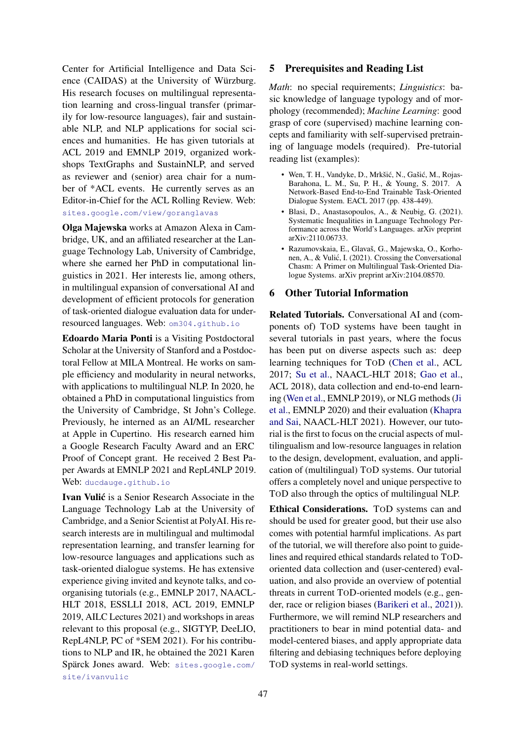Center for Artificial Intelligence and Data Science (CAIDAS) at the University of Würzburg. His research focuses on multilingual representation learning and cross-lingual transfer (primarily for low-resource languages), fair and sustainable NLP, and NLP applications for social sciences and humanities. He has given tutorials at ACL 2019 and EMNLP 2019, organized workshops TextGraphs and SustainNLP, and served as reviewer and (senior) area chair for a number of *ACL events. He currently serves as an Editor-in-Chief for the ACL Rolling Review. Web: sites.google.com/view/goranglavas

**Olga Majewska** works at Amazon Alexa in Cambridge, UK, and an affiliated researcher at the Language Technology Lab, University of Cambridge, where she earned her PhD in computational linguistics in 2021. Her interests lie, among others, in multilingual expansion of conversational AI and development of efficient protocols for generation of task-oriented dialogue evaluation data for under-resourced languages. Web: om304.github.io

**Edoardo Maria Ponti** is a Visiting Postdoctoral Scholar at the University of Stanford and a Postdoctoral Fellow at MILA Montreal. He works on sample efficiency and modularity in neural networks, with applications to multilingual NLP. In 2020, he obtained a PhD in computational linguistics from the University of Cambridge, St John's College. Previously, he interned as an AI/ML researcher at Apple in Cupertino. His research earned him a Google Research Faculty Award and an ERC Proof of Concept grant. He received 2 Best Paper Awards at EMNLP 2021 and RepL4NLP 2019. Web: ducdauge.github.io

**Ivan Vulić** is a Senior Research Associate in the Language Technology Lab at the University of Cambridge, and a Senior Scientist at PolyAI. His research interests are in multilingual and multimodal representation learning, and transfer learning for low-resource languages and applications such as task-oriented dialogue systems. He has extensive experience giving invited and keynote talks, and co-organising tutorials (e.g., EMNLP 2017, NAACL-HLT 2018, ESSLLI 2018, ACL 2019, EMNLP 2019, AILC Lectures 2021) and workshops in areas relevant to this proposal (e.g., SIGTYP, DeeLIO, RepL4NLP, PC of *SEM 2021). For his contributions to NLP and IR, he obtained the 2021 Karen Spärck Jones award. Web: sites.google.com/site/ivanvulic

## 5 Prerequisites and Reading List

*Math*: no special requirements; *Linguistics*: basic knowledge of language typology and of morphology (recommended); *Machine Learning*: good grasp of core (supervised) machine learning concepts and familiarity with self-supervised pretraining of language models (required). Pre-tutorial reading list (examples):

- Wen, T. H., Vandyke, D., Mrkšić, N., Gašić, M., Rojas-Barahona, L. M., Su, P. H., & Young, S. 2017. A Network-Based End-to-End Trainable Task-Oriented Dialogue System. EACL 2017 (pp. 438-449).
- Blasi, D., Anastasopoulos, A., & Neubig, G. (2021). Systematic Inequalities in Language Technology Performance across the World's Languages. arXiv preprint arXiv:2110.06733.
- Razumovskaia, E., Glavaš, G., Majewska, O., Korhonen, A., & Vulić, I. (2021). Crossing the Conversational Chasm: A Primer on Multilingual Task-Oriented Dialogue Systems. arXiv preprint arXiv:2104.08570.

## 6 Other Tutorial Information

**Related Tutorials.** Conversational AI and (components of) TOD systems have been taught in several tutorials in past years, where the focus has been put on diverse aspects such as: deep learning techniques for TOD (Chen et al., ACL 2017; Su et al., NAACL-HLT 2018; Gao et al., ACL 2018), data collection and end-to-end learning (Wen et al., EMNLP 2019), or NLG methods (Ji et al., EMNLP 2020) and their evaluation (Khapra and Sai, NAACL-HLT 2021). However, our tutorial is the first to focus on the crucial aspects of multilingualism and low-resource languages in relation to the design, development, evaluation, and application of (multilingual) TOD systems. Our tutorial offers a completely novel and unique perspective to TOD also through the optics of multilingual NLP.

**Ethical Considerations.** TOD systems can and should be used for greater good, but their use also comes with potential harmful implications. As part of the tutorial, we will therefore also point to guidelines and required ethical standards related to TOD-oriented data collection and (user-centered) evaluation, and also provide an overview of potential threats in current TOD-oriented models (e.g., gender, race or religion biases (Barikeri et al., 2021)). Furthermore, we will remind NLP researchers and practitioners to bear in mind potential data- and model-centered biases, and apply appropriate data filtering and debiasing techniques before deploying TOD systems in real-world settings.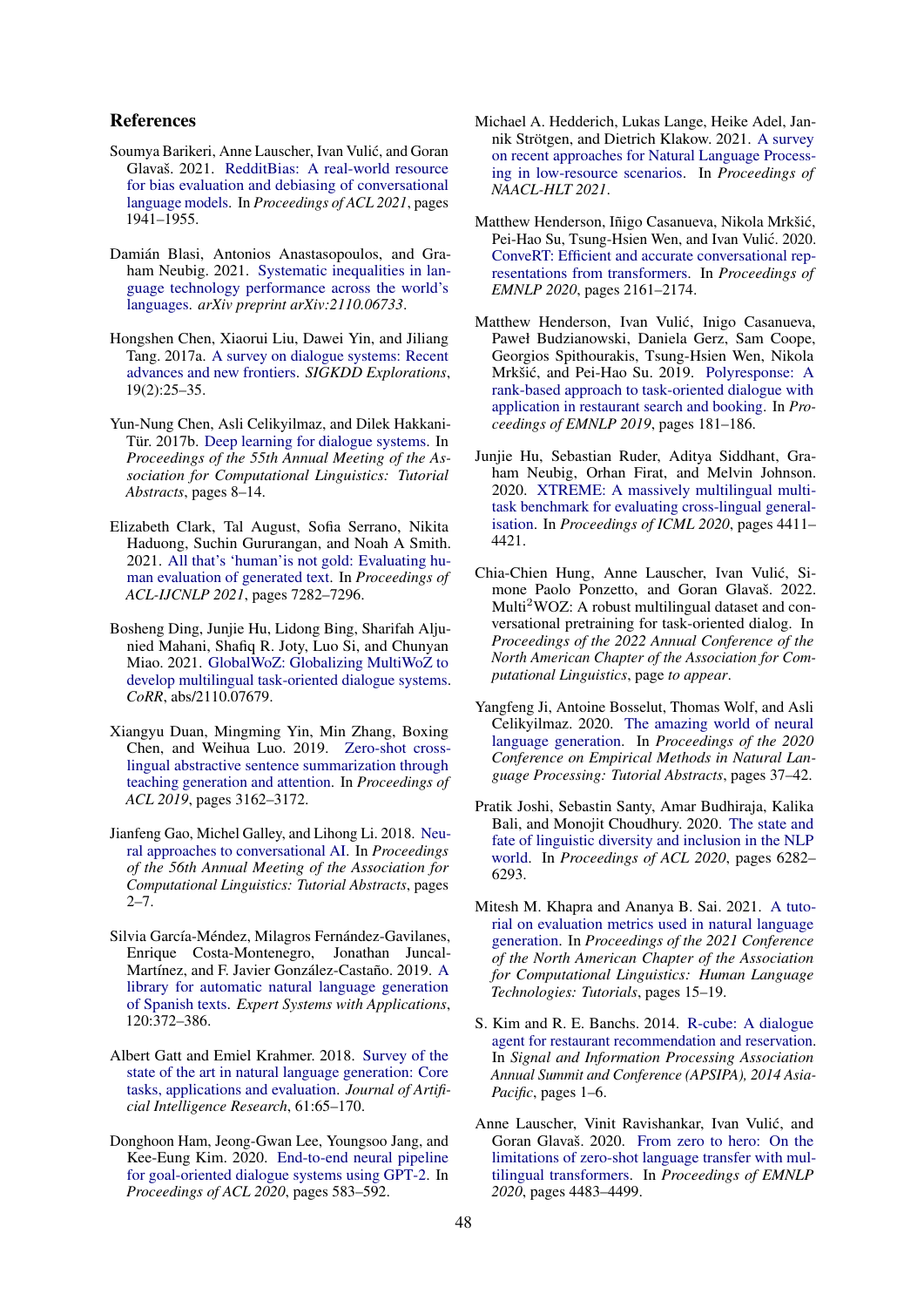## References

Soumya Barikeri, Anne Lauscher, Ivan Vulić, and Goran Glavaš. 2021. RedditBias: A real-world resource for bias evaluation and debiasing of conversational language models. In *Proceedings of ACL 2021*, pages 1941–1955.

Damián Blasi, Antonios Anastasopoulos, and Graham Neubig. 2021. Systematic inequalities in language technology performance across the world's languages. *arXiv preprint arXiv:2110.06733*.

Hongshen Chen, Xiaorui Liu, Dawei Yin, and Jiliang Tang. 2017a. A survey on dialogue systems: Recent advances and new frontiers. *SIGKDD Explorations*, 19(2):25–35.

Yun-Nung Chen, Asli Celikyilmaz, and Dilek Hakkani-Tür. 2017b. Deep learning for dialogue systems. In *Proceedings of the 55th Annual Meeting of the Association for Computational Linguistics: Tutorial Abstracts*, pages 8–14.

Elizabeth Clark, Tal August, Sofia Serrano, Nikita Haduong, Suchin Gururangan, and Noah A Smith. 2021. All that's 'human' is not gold: Evaluating human evaluation of generated text. In *Proceedings of ACL-IJCNLP 2021*, pages 7282–7296.

Bosheng Ding, Junjie Hu, Lidong Bing, Sharifah Aljunied Mahani, Shafiq R. Joty, Luo Si, and Chunyan Miao. 2021. GlobalWoZ: Globalizing MultiWoZ to develop multilingual task-oriented dialogue systems. *CoRR*, abs/2110.07679.

Xiangyu Duan, Mingming Yin, Min Zhang, Boxing Chen, and Weihua Luo. 2019. Zero-shot cross-lingual abstractive sentence summarization through teaching generation and attention. In *Proceedings of ACL 2019*, pages 3162–3172.

Jianfeng Gao, Michel Galley, and Lihong Li. 2018. Neural approaches to conversational AI. In *Proceedings of the 56th Annual Meeting of the Association for Computational Linguistics: Tutorial Abstracts*, pages 2–7.

Silvia García-Méndez, Milagros Fernández-Gavilanes, Enrique Costa-Montenegro, Jonathan Juncal-Martínez, and F. Javier González-Castaño. 2019. A library for automatic natural language generation of Spanish texts. *Expert Systems with Applications*, 120:372–386.

Albert Gatt and Emiel Krahmer. 2018. Survey of the state of the art in natural language generation: Core tasks, applications and evaluation. *Journal of Artificial Intelligence Research*, 61:65–170.

Donghoon Ham, Jeong-Gwan Lee, Youngsoo Jang, and Kee-Eung Kim. 2020. End-to-end neural pipeline for goal-oriented dialogue systems using GPT-2. In *Proceedings of ACL 2020*, pages 583–592.

Michael A. Hedderich, Lukas Lange, Heike Adel, Jannik Strötgen, and Dietrich Klakow. 2021. A survey on recent approaches for Natural Language Processing in low-resource scenarios. In *Proceedings of NAACL-HLT 2021*.

Matthew Henderson, Iñigo Casanueva, Nikola Mrkšić, Pei-Hao Su, Tsung-Hsien Wen, and Ivan Vulić. 2020. ConveRT: Efficient and accurate conversational representations from transformers. In *Proceedings of EMNLP 2020*, pages 2161–2174.

Matthew Henderson, Ivan Vulić, Inigo Casanueva, Paweł Budzianowski, Daniela Gerz, Sam Coope, Georgios Spithourakis, Tsung-Hsien Wen, Nikola Mrkšić, and Pei-Hao Su. 2019. Polyresponse: A rank-based approach to task-oriented dialogue with application in restaurant search and booking. In *Proceedings of EMNLP 2019*, pages 181–186.

Junjie Hu, Sebastian Ruder, Aditya Siddhant, Graham Neubig, Orhan Firat, and Melvin Johnson. 2020. XTREME: A massively multilingual multi-task benchmark for evaluating cross-lingual generalisation. In *Proceedings of ICML 2020*, pages 4411–4421.

Chia-Chien Hung, Anne Lauscher, Ivan Vulić, Simone Paolo Ponzetto, and Goran Glavaš. 2022. Multi$^2$WOZ: A robust multilingual dataset and conversational pretraining for task-oriented dialog. In *Proceedings of the 2022 Annual Conference of the North American Chapter of the Association for Computational Linguistics*, page *to appear*.

Yangfeng Ji, Antoine Bosselut, Thomas Wolf, and Asli Celikyilmaz. 2020. The amazing world of neural language generation. In *Proceedings of the 2020 Conference on Empirical Methods in Natural Language Processing: Tutorial Abstracts*, pages 37–42.

Pratik Joshi, Sebastin Santy, Amar Budhiraja, Kalika Bali, and Monojit Choudhury. 2020. The state and fate of linguistic diversity and inclusion in the NLP world. In *Proceedings of ACL 2020*, pages 6282–6293.

Mitesh M. Khapra and Ananya B. Sai. 2021. A tutorial on evaluation metrics used in natural language generation. In *Proceedings of the 2021 Conference of the North American Chapter of the Association for Computational Linguistics: Human Language Technologies: Tutorials*, pages 15–19.

S. Kim and R. E. Banchs. 2014. R-cube: A dialogue agent for restaurant recommendation and reservation. In *Signal and Information Processing Association Annual Summit and Conference (APSIPA), 2014 Asia-Pacific*, pages 1–6.

Anne Lauscher, Vinit Ravishankar, Ivan Vulić, and Goran Glavaš. 2020. From zero to hero: On the limitations of zero-shot language transfer with multilingual transformers. In *Proceedings of EMNLP 2020*, pages 4483–4499.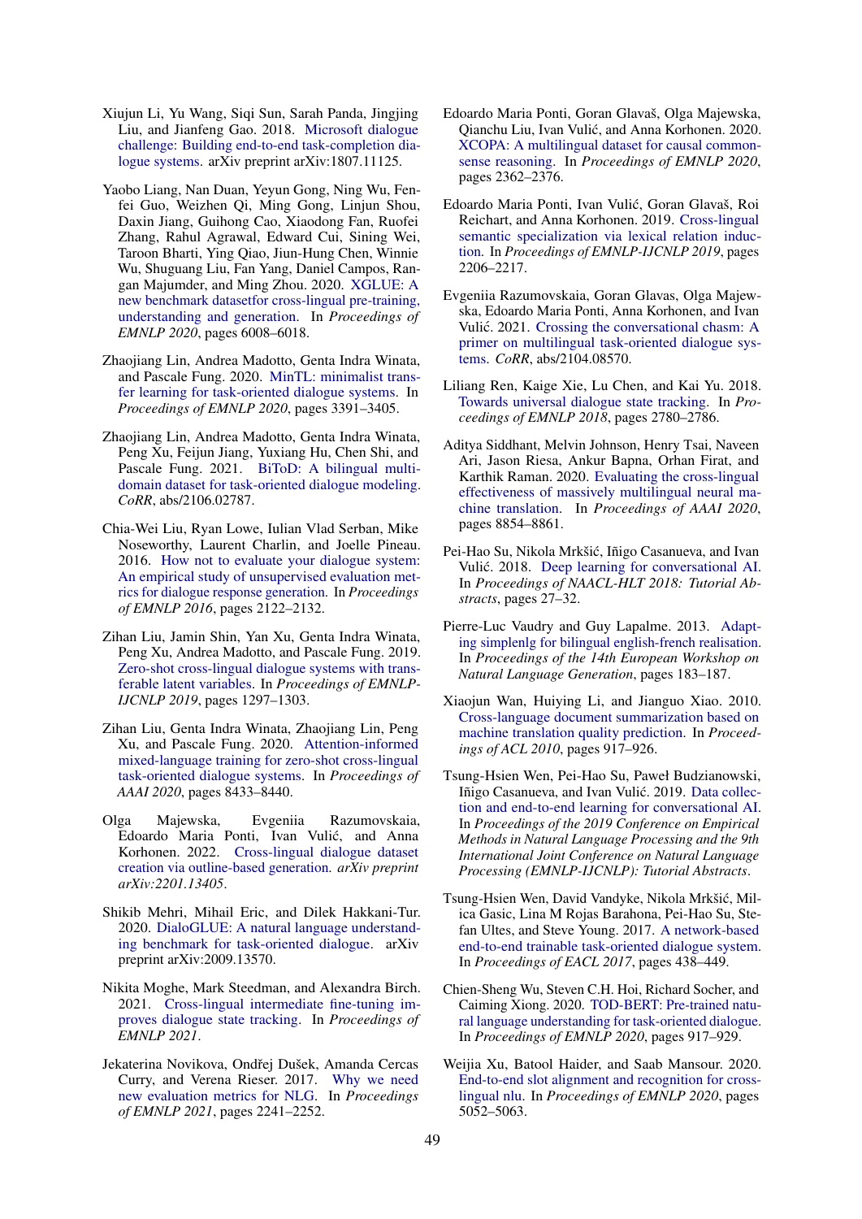Xiujun Li, Yu Wang, Siqi Sun, Sarah Panda, Jingjing Liu, and Jianfeng Gao. 2018. Microsoft dialogue challenge: Building end-to-end task-completion dialogue systems. arXiv preprint arXiv:1807.11125.

Yaobo Liang, Nan Duan, Yeyun Gong, Ning Wu, Fenfei Guo, Weizhen Qi, Ming Gong, Linjun Shou, Daxin Jiang, Guihong Cao, Xiaodong Fan, Ruofei Zhang, Rahul Agrawal, Edward Cui, Sining Wei, Taroon Bharti, Ying Qiao, Jiun-Hung Chen, Winnie Wu, Shuguang Liu, Fan Yang, Daniel Campos, Rangan Majumder, and Ming Zhou. 2020. XGLUE: A new benchmark datasetfor cross-lingual pre-training, understanding and generation. In *Proceedings of EMNLP 2020*, pages 6008–6018.

Zhaojiang Lin, Andrea Madotto, Genta Indra Winata, and Pascale Fung. 2020. MinTL: minimalist transfer learning for task-oriented dialogue systems. In *Proceedings of EMNLP 2020*, pages 3391–3405.

Zhaojiang Lin, Andrea Madotto, Genta Indra Winata, Peng Xu, Feijun Jiang, Yuxiang Hu, Chen Shi, and Pascale Fung. 2021. BiToD: A bilingual multi-domain dataset for task-oriented dialogue modeling. *CoRR*, abs/2106.02787.

Chia-Wei Liu, Ryan Lowe, Iulian Vlad Serban, Mike Noseworthy, Laurent Charlin, and Joelle Pineau. 2016. How not to evaluate your dialogue system: An empirical study of unsupervised evaluation metrics for dialogue response generation. In *Proceedings of EMNLP 2016*, pages 2122–2132.

Zihan Liu, Jamin Shin, Yan Xu, Genta Indra Winata, Peng Xu, Andrea Madotto, and Pascale Fung. 2019. Zero-shot cross-lingual dialogue systems with transferable latent variables. In *Proceedings of EMNLP-IJCNLP 2019*, pages 1297–1303.

Zihan Liu, Genta Indra Winata, Zhaojiang Lin, Peng Xu, and Pascale Fung. 2020. Attention-informed mixed-language training for zero-shot cross-lingual task-oriented dialogue systems. In *Proceedings of AAAI 2020*, pages 8433–8440.

Olga Majewska, Evgeniia Razumovskaia, Edoardo Maria Ponti, Ivan Vulić, and Anna Korhonen. 2022. Cross-lingual dialogue dataset creation via outline-based generation. *arXiv preprint arXiv:2201.13405*.

Shikib Mehri, Mihail Eric, and Dilek Hakkani-Tur. 2020. DialoGLUE: A natural language understanding benchmark for task-oriented dialogue. arXiv preprint arXiv:2009.13570.

Nikita Moghe, Mark Steedman, and Alexandra Birch. 2021. Cross-lingual intermediate fine-tuning improves dialogue state tracking. In *Proceedings of EMNLP 2021*.

Jekaterina Novikova, Ondřej Dušek, Amanda Cercas Curry, and Verena Rieser. 2017. Why we need new evaluation metrics for NLG. In *Proceedings of EMNLP 2021*, pages 2241–2252.

Edoardo Maria Ponti, Goran Glavaš, Olga Majewska, Qianchu Liu, Ivan Vulić, and Anna Korhonen. 2020. XCOPA: A multilingual dataset for causal commonsense reasoning. In *Proceedings of EMNLP 2020*, pages 2362–2376.

Edoardo Maria Ponti, Ivan Vulić, Goran Glavaš, Roi Reichart, and Anna Korhonen. 2019. Cross-lingual semantic specialization via lexical relation induction. In *Proceedings of EMNLP-IJCNLP 2019*, pages 2206–2217.

Evgeniia Razumovskaia, Goran Glavas, Olga Majewska, Edoardo Maria Ponti, Anna Korhonen, and Ivan Vulić. 2021. Crossing the conversational chasm: A primer on multilingual task-oriented dialogue systems. *CoRR*, abs/2104.08570.

Liliang Ren, Kaige Xie, Lu Chen, and Kai Yu. 2018. Towards universal dialogue state tracking. In *Proceedings of EMNLP 2018*, pages 2780–2786.

Aditya Siddhant, Melvin Johnson, Henry Tsai, Naveen Ari, Jason Riesa, Ankur Bapna, Orhan Firat, and Karthik Raman. 2020. Evaluating the cross-lingual effectiveness of massively multilingual neural machine translation. In *Proceedings of AAAI 2020*, pages 8854–8861.

Pei-Hao Su, Nikola Mrkšić, Iñigo Casanueva, and Ivan Vulić. 2018. Deep learning for conversational AI. In *Proceedings of NAACL-HLT 2018: Tutorial Abstracts*, pages 27–32.

Pierre-Luc Vaudry and Guy Lapalme. 2013. Adapting simplenlg for bilingual english-french realisation. In *Proceedings of the 14th European Workshop on Natural Language Generation*, pages 183–187.

Xiaojun Wan, Huiying Li, and Jianguo Xiao. 2010. Cross-language document summarization based on machine translation quality prediction. In *Proceedings of ACL 2010*, pages 917–926.

Tsung-Hsien Wen, Pei-Hao Su, Paweł Budzianowski, Iñigo Casanueva, and Ivan Vulić. 2019. Data collection and end-to-end learning for conversational AI. In *Proceedings of the 2019 Conference on Empirical Methods in Natural Language Processing and the 9th International Joint Conference on Natural Language Processing (EMNLP-IJCNLP): Tutorial Abstracts*.

Tsung-Hsien Wen, David Vandyke, Nikola Mrkšić, Milica Gasic, Lina M Rojas Barahona, Pei-Hao Su, Stefan Ultes, and Steve Young. 2017. A network-based end-to-end trainable task-oriented dialogue system. In *Proceedings of EACL 2017*, pages 438–449.

Chien-Sheng Wu, Steven C.H. Hoi, Richard Socher, and Caiming Xiong. 2020. TOD-BERT: Pre-trained natural language understanding for task-oriented dialogue. In *Proceedings of EMNLP 2020*, pages 917–929.

Weijia Xu, Batool Haider, and Saab Mansour. 2020. End-to-end slot alignment and recognition for cross-lingual nlu. In *Proceedings of EMNLP 2020*, pages 5052–5063.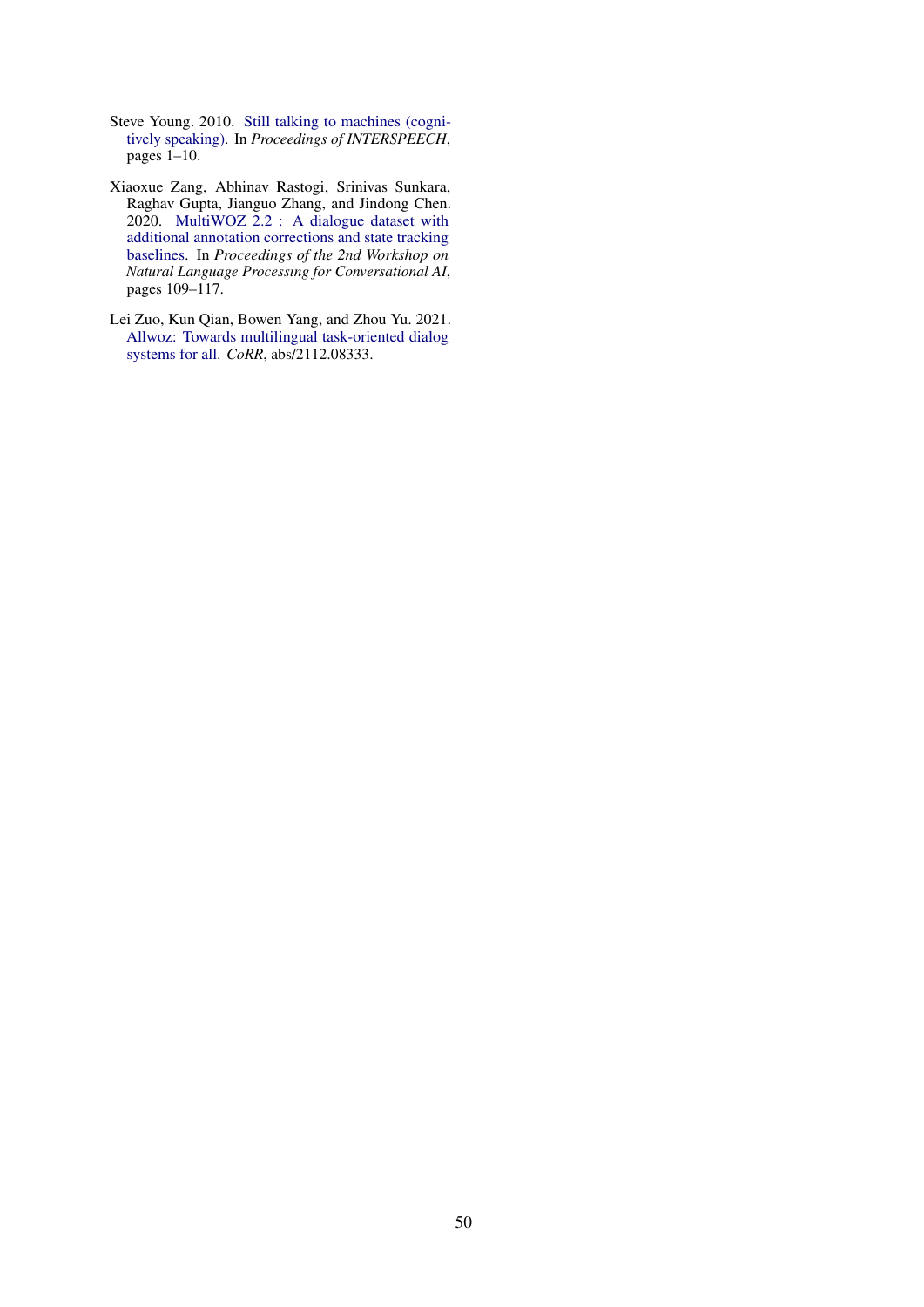Steve Young. 2010. Still talking to machines (cognitively speaking). In *Proceedings of INTERSPEECH*, pages 1–10.

Xiaoxue Zang, Abhinav Rastogi, Srinivas Sunkara, Raghav Gupta, Jianguo Zhang, and Jindong Chen. 2020. MultiWOZ 2.2 : A dialogue dataset with additional annotation corrections and state tracking baselines. In *Proceedings of the 2nd Workshop on Natural Language Processing for Conversational AI*, pages 109–117.

Lei Zuo, Kun Qian, Bowen Yang, and Zhou Yu. 2021. Allwoz: Towards multilingual task-oriented dialog systems for all. *CoRR*, abs/2112.08333.